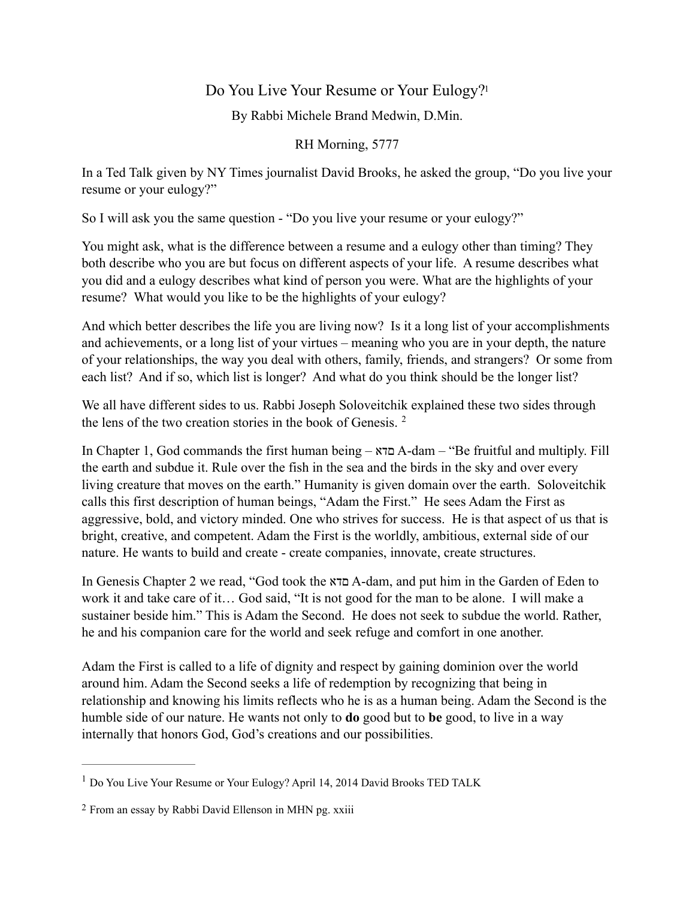# Do You Live Your Resume or Your Eulogy?[1]

By Rabbi Michele Brand Medwin, D.Min.

RH Morning, 5777

In a Ted Talk given by NY Times journalist David Brooks, he asked the group, "Do you live your resume or your eulogy?"

So I will ask you the same question - "Do you live your resume or your eulogy?"

You might ask, what is the difference between a resume and a eulogy other than timing? They both describe who you are but focus on different aspects of your life. A resume describes what you did and a eulogy describes what kind of person you were. What are the highlights of your resume? What would you like to be the highlights of your eulogy?

And which better describes the life you are living now? Is it a long list of your accomplishments and achievements, or a long list of your virtues – meaning who you are in your depth, the nature of your relationships, the way you deal with others, family, friends, and strangers? Or some from each list? And if so, which list is longer? And what do you think should be the longer list?

We all have different sides to us. Rabbi Joseph Soloveitchik explained these two sides through the lens of the two creation stories in the book of Genesis. [2]

In Chapter 1, God commands the first human being – אדם A-dam – "Be fruitful and multiply. Fill the earth and subdue it. Rule over the fish in the sea and the birds in the sky and over every living creature that moves on the earth." Humanity is given domain over the earth. Soloveitchik calls this first description of human beings, "Adam the First." He sees Adam the First as aggressive, bold, and victory minded. One who strives for success. He is that aspect of us that is bright, creative, and competent. Adam the First is the worldly, ambitious, external side of our nature. He wants to build and create - create companies, innovate, create structures.

In Genesis Chapter 2 we read, "God took the אדם A-dam, and put him in the Garden of Eden to work it and take care of it… God said, "It is not good for the man to be alone. I will make a sustainer beside him." This is Adam the Second. He does not seek to subdue the world. Rather, he and his companion care for the world and seek refuge and comfort in one another.

Adam the First is called to a life of dignity and respect by gaining dominion over the world around him. Adam the Second seeks a life of redemption by recognizing that being in relationship and knowing his limits reflects who he is as a human being. Adam the Second is the humble side of our nature. He wants not only to **do** good but to **be** good, to live in a way internally that honors God, God's creations and our possibilities.

---

[1] Do You Live Your Resume or Your Eulogy? April 14, 2014 David Brooks TED TALK

[2] From an essay by Rabbi David Ellenson in MHN pg. xxiii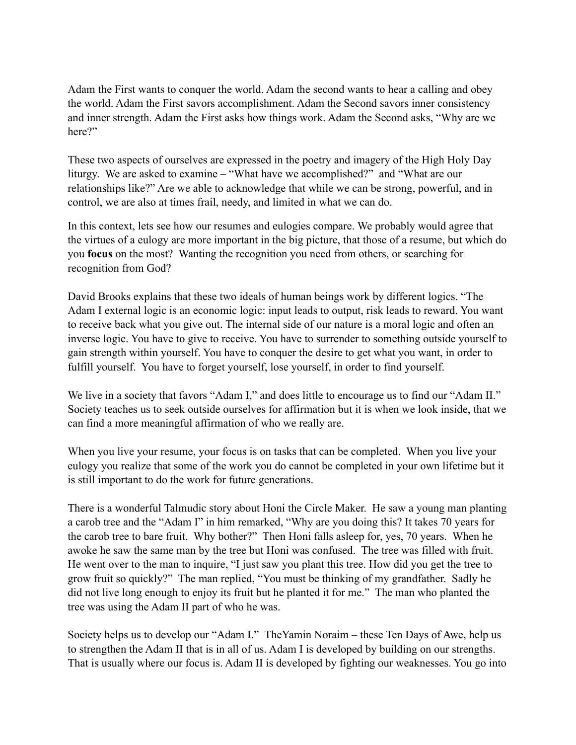Adam the First wants to conquer the world. Adam the second wants to hear a calling and obey the world. Adam the First savors accomplishment. Adam the Second savors inner consistency and inner strength. Adam the First asks how things work. Adam the Second asks, "Why are we here?"

These two aspects of ourselves are expressed in the poetry and imagery of the High Holy Day liturgy. We are asked to examine – "What have we accomplished?" and "What are our relationships like?" Are we able to acknowledge that while we can be strong, powerful, and in control, we are also at times frail, needy, and limited in what we can do.

In this context, lets see how our resumes and eulogies compare. We probably would agree that the virtues of a eulogy are more important in the big picture, that those of a resume, but which do you **focus** on the most? Wanting the recognition you need from others, or searching for recognition from God?

David Brooks explains that these two ideals of human beings work by different logics. "The Adam I external logic is an economic logic: input leads to output, risk leads to reward. You want to receive back what you give out. The internal side of our nature is a moral logic and often an inverse logic. You have to give to receive. You have to surrender to something outside yourself to gain strength within yourself. You have to conquer the desire to get what you want, in order to fulfill yourself. You have to forget yourself, lose yourself, in order to find yourself.

We live in a society that favors "Adam I," and does little to encourage us to find our "Adam II." Society teaches us to seek outside ourselves for affirmation but it is when we look inside, that we can find a more meaningful affirmation of who we really are.

When you live your resume, your focus is on tasks that can be completed. When you live your eulogy you realize that some of the work you do cannot be completed in your own lifetime but it is still important to do the work for future generations.

There is a wonderful Talmudic story about Honi the Circle Maker. He saw a young man planting a carob tree and the "Adam I" in him remarked, "Why are you doing this? It takes 70 years for the carob tree to bare fruit. Why bother?" Then Honi falls asleep for, yes, 70 years. When he awoke he saw the same man by the tree but Honi was confused. The tree was filled with fruit. He went over to the man to inquire, "I just saw you plant this tree. How did you get the tree to grow fruit so quickly?" The man replied, "You must be thinking of my grandfather. Sadly he did not live long enough to enjoy its fruit but he planted it for me." The man who planted the tree was using the Adam II part of who he was.

Society helps us to develop our "Adam I." TheYamin Noraim – these Ten Days of Awe, help us to strengthen the Adam II that is in all of us. Adam I is developed by building on our strengths. That is usually where our focus is. Adam II is developed by fighting our weaknesses. You go into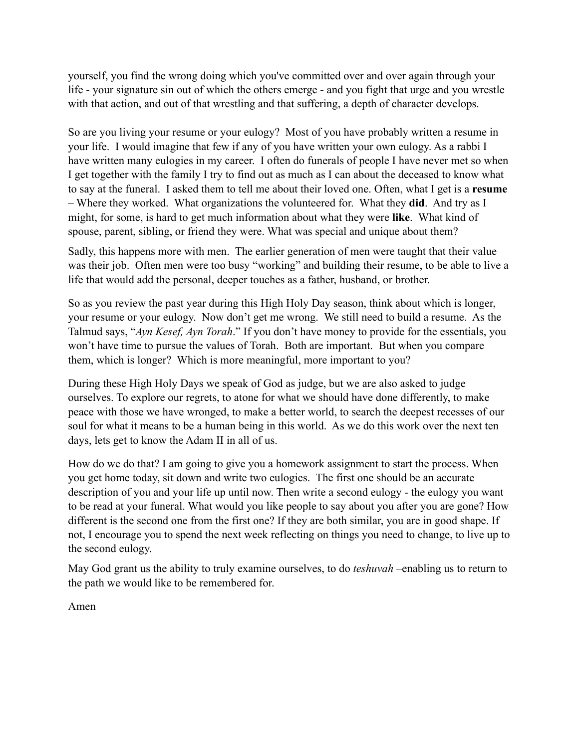yourself, you find the wrong doing which you've committed over and over again through your life - your signature sin out of which the others emerge - and you fight that urge and you wrestle with that action, and out of that wrestling and that suffering, a depth of character develops.

So are you living your resume or your eulogy? Most of you have probably written a resume in your life. I would imagine that few if any of you have written your own eulogy. As a rabbi I have written many eulogies in my career. I often do funerals of people I have never met so when I get together with the family I try to find out as much as I can about the deceased to know what to say at the funeral. I asked them to tell me about their loved one. Often, what I get is a **resume** – Where they worked. What organizations the volunteered for. What they **did**. And try as I might, for some, is hard to get much information about what they were **like**. What kind of spouse, parent, sibling, or friend they were. What was special and unique about them?

Sadly, this happens more with men. The earlier generation of men were taught that their value was their job. Often men were too busy "working" and building their resume, to be able to live a life that would add the personal, deeper touches as a father, husband, or brother.

So as you review the past year during this High Holy Day season, think about which is longer, your resume or your eulogy. Now don't get me wrong. We still need to build a resume. As the Talmud says, "*Ayn Kesef, Ayn Torah*." If you don't have money to provide for the essentials, you won't have time to pursue the values of Torah. Both are important. But when you compare them, which is longer? Which is more meaningful, more important to you?

During these High Holy Days we speak of God as judge, but we are also asked to judge ourselves. To explore our regrets, to atone for what we should have done differently, to make peace with those we have wronged, to make a better world, to search the deepest recesses of our soul for what it means to be a human being in this world. As we do this work over the next ten days, lets get to know the Adam II in all of us.

How do we do that? I am going to give you a homework assignment to start the process. When you get home today, sit down and write two eulogies. The first one should be an accurate description of you and your life up until now. Then write a second eulogy - the eulogy you want to be read at your funeral. What would you like people to say about you after you are gone? How different is the second one from the first one? If they are both similar, you are in good shape. If not, I encourage you to spend the next week reflecting on things you need to change, to live up to the second eulogy.

May God grant us the ability to truly examine ourselves, to do *teshuvah* –enabling us to return to the path we would like to be remembered for.

Amen